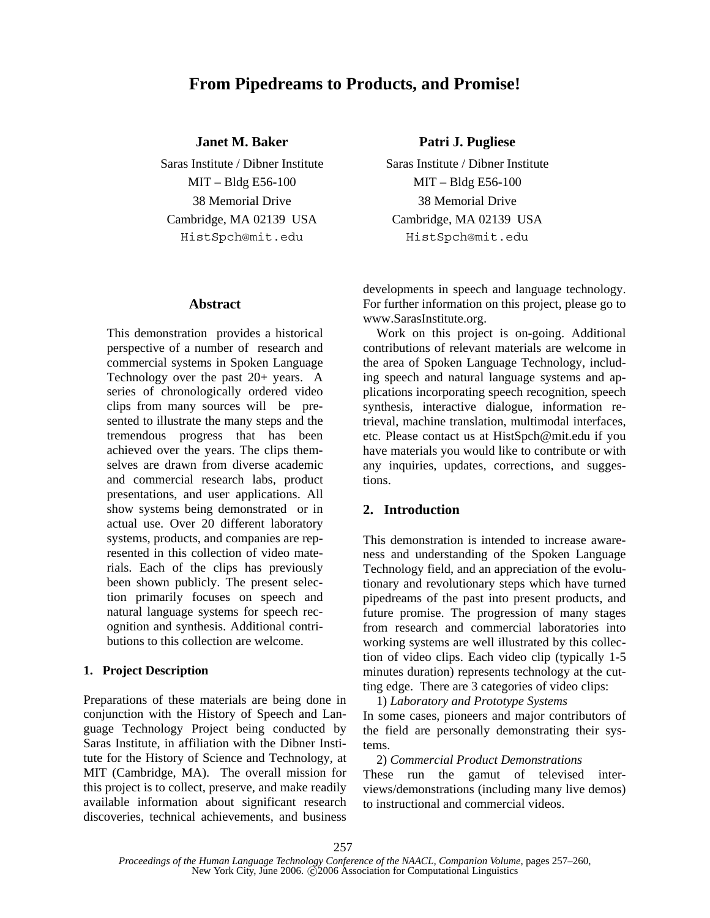# From Pipedreams to Products, and Promise!

**Janet M. Baker**
Saras Institute / Dibner Institute
MIT – Bldg E56-100
38 Memorial Drive
Cambridge, MA 02139 USA
HistSpch@mit.edu

**Patri J. Pugliese**
Saras Institute / Dibner Institute
MIT – Bldg E56-100
38 Memorial Drive
Cambridge, MA 02139 USA
HistSpch@mit.edu

## Abstract

This demonstration provides a historical perspective of a number of research and commercial systems in Spoken Language Technology over the past 20+ years. A series of chronologically ordered video clips from many sources will be presented to illustrate the many steps and the tremendous progress that has been achieved over the years. The clips themselves are drawn from diverse academic and commercial research labs, product presentations, and user applications. All show systems being demonstrated or in actual use. Over 20 different laboratory systems, products, and companies are represented in this collection of video materials. Each of the clips has previously been shown publicly. The present selection primarily focuses on speech and natural language systems for speech recognition and synthesis. Additional contributions to this collection are welcome.

## 1. Project Description

Preparations of these materials are being done in conjunction with the History of Speech and Language Technology Project being conducted by Saras Institute, in affiliation with the Dibner Institute for the History of Science and Technology, at MIT (Cambridge, MA). The overall mission for this project is to collect, preserve, and make readily available information about significant research discoveries, technical achievements, and business developments in speech and language technology. For further information on this project, please go to www.SarasInstitute.org.

Work on this project is on-going. Additional contributions of relevant materials are welcome in the area of Spoken Language Technology, including speech and natural language systems and applications incorporating speech recognition, speech synthesis, interactive dialogue, information retrieval, machine translation, multimodal interfaces, etc. Please contact us at HistSpch@mit.edu if you have materials you would like to contribute or with any inquiries, updates, corrections, and suggestions.

## 2. Introduction

This demonstration is intended to increase awareness and understanding of the Spoken Language Technology field, and an appreciation of the evolutionary and revolutionary steps which have turned pipedreams of the past into present products, and future promise. The progression of many stages from research and commercial laboratories into working systems are well illustrated by this collection of video clips. Each video clip (typically 1-5 minutes duration) represents technology at the cutting edge. There are 3 categories of video clips:

1) *Laboratory and Prototype Systems*

In some cases, pioneers and major contributors of the field are personally demonstrating their systems.

2) *Commercial Product Demonstrations*

These run the gamut of televised interviews/demonstrations (including many live demos) to instructional and commercial videos.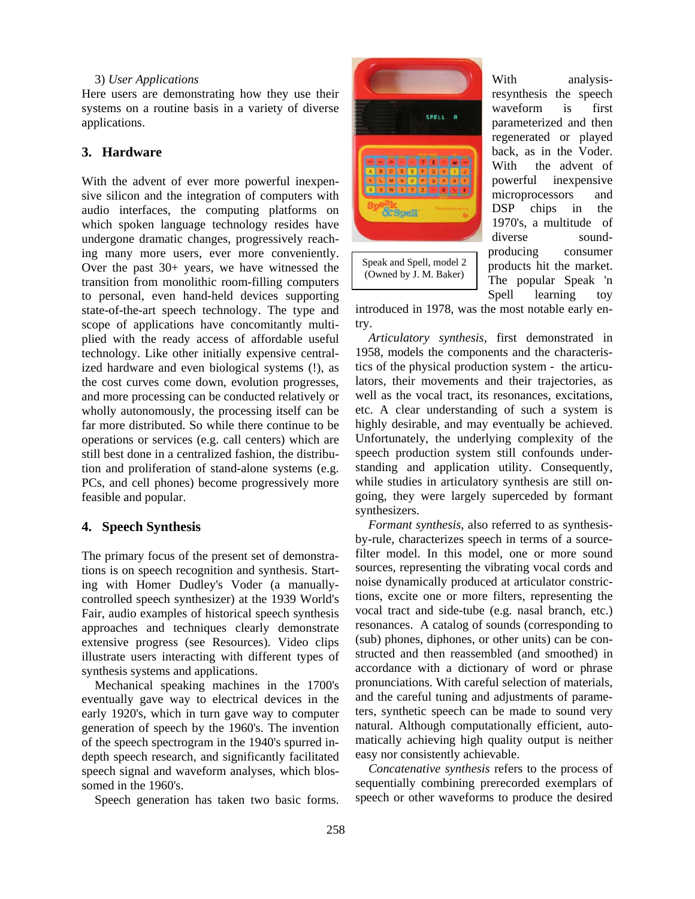3) *User Applications*
Here users are demonstrating how they use their systems on a routine basis in a variety of diverse applications.

## 3. Hardware

With the advent of ever more powerful inexpensive silicon and the integration of computers with audio interfaces, the computing platforms on which spoken language technology resides have undergone dramatic changes, progressively reaching many more users, ever more conveniently. Over the past 30+ years, we have witnessed the transition from monolithic room-filling computers to personal, even hand-held devices supporting state-of-the-art speech technology. The type and scope of applications have concomitantly multiplied with the ready access of affordable useful technology. Like other initially expensive centralized hardware and even biological systems (!), as the cost curves come down, evolution progresses, and more processing can be conducted relatively or wholly autonomously, the processing itself can be far more distributed. So while there continue to be operations or services (e.g. call centers) which are still best done in a centralized fashion, the distribution and proliferation of stand-alone systems (e.g. PCs, and cell phones) become progressively more feasible and popular.

## 4. Speech Synthesis

The primary focus of the present set of demonstrations is on speech recognition and synthesis. Starting with Homer Dudley's Voder (a manually-controlled speech synthesizer) at the 1939 World's Fair, audio examples of historical speech synthesis approaches and techniques clearly demonstrate extensive progress (see Resources). Video clips illustrate users interacting with different types of synthesis systems and applications.

Mechanical speaking machines in the 1700's eventually gave way to electrical devices in the early 1920's, which in turn gave way to computer generation of speech by the 1960's. The invention of the speech spectrogram in the 1940's spurred in-depth speech research, and significantly facilitated speech signal and waveform analyses, which blossomed in the 1960's.

Speech generation has taken two basic forms. With analysis-resynthesis the speech waveform is first parameterized and then regenerated or played back, as in the Voder. With the advent of powerful inexpensive microprocessors and DSP chips in the 1970's, a multitude of diverse sound-producing consumer products hit the market. The popular Speak 'n Spell learning toy introduced in 1978, was the most notable early entry.

Speak and Spell, model 2
(Owned by J. M. Baker)

*Articulatory synthesis*, first demonstrated in 1958, models the components and the characteristics of the physical production system - the articulators, their movements and their trajectories, as well as the vocal tract, its resonances, excitations, etc. A clear understanding of such a system is highly desirable, and may eventually be achieved. Unfortunately, the underlying complexity of the speech production system still confounds understanding and application utility. Consequently, while studies in articulatory synthesis are still ongoing, they were largely superceded by formant synthesizers.

*Formant synthesis*, also referred to as synthesis-by-rule, characterizes speech in terms of a source-filter model. In this model, one or more sound sources, representing the vibrating vocal cords and noise dynamically produced at articulator constrictions, excite one or more filters, representing the vocal tract and side-tube (e.g. nasal branch, etc.) resonances. A catalog of sounds (corresponding to (sub) phones, diphones, or other units) can be constructed and then reassembled (and smoothed) in accordance with a dictionary of word or phrase pronunciations. With careful selection of materials, and the careful tuning and adjustments of parameters, synthetic speech can be made to sound very natural. Although computationally efficient, automatically achieving high quality output is neither easy nor consistently achievable.

*Concatenative synthesis* refers to the process of sequentially combining prerecorded exemplars of speech or other waveforms to produce the desired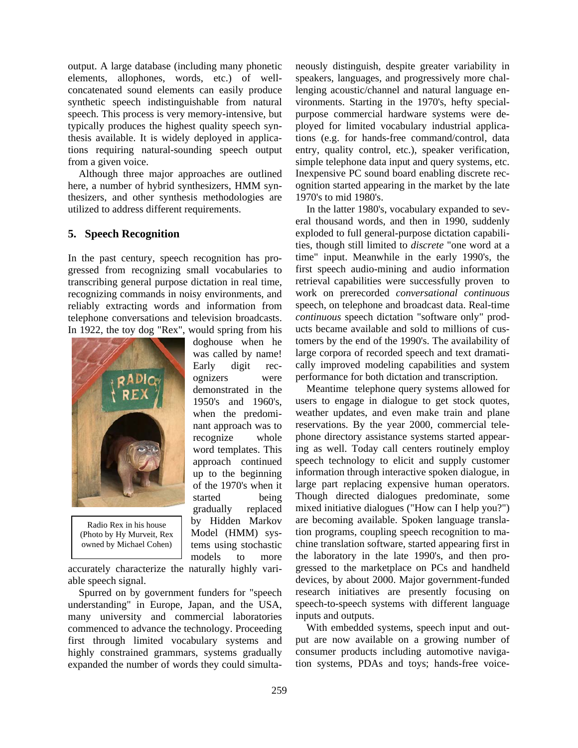output. A large database (including many phonetic elements, allophones, words, etc.) of well-concatenated sound elements can easily produce synthetic speech indistinguishable from natural speech. This process is very memory-intensive, but typically produces the highest quality speech synthesis available. It is widely deployed in applications requiring natural-sounding speech output from a given voice.

Although three major approaches are outlined here, a number of hybrid synthesizers, HMM synthesizers, and other synthesis methodologies are utilized to address different requirements.

## 5. Speech Recognition

In the past century, speech recognition has progressed from recognizing small vocabularies to transcribing general purpose dictation in real time, recognizing commands in noisy environments, and reliably extracting words and information from telephone conversations and television broadcasts. In 1922, the toy dog "Rex", would spring from his doghouse when he was called by name! Early digit recognizers were demonstrated in the 1950's and 1960's, when the predominant approach was to recognize whole word templates. This approach continued up to the beginning of the 1970's when it started being gradually replaced by Hidden Markov Model (HMM) systems using stochastic models to more accurately characterize the naturally highly variable speech signal.

Radio Rex in his house (Photo by Hy Murveit, Rex owned by Michael Cohen)

Spurred on by government funders for "speech understanding" in Europe, Japan, and the USA, many university and commercial laboratories commenced to advance the technology. Proceeding first through limited vocabulary systems and highly constrained grammars, systems gradually expanded the number of words they could simultaneously distinguish, despite greater variability in speakers, languages, and progressively more challenging acoustic/channel and natural language environments. Starting in the 1970's, hefty special-purpose commercial hardware systems were deployed for limited vocabulary industrial applications (e.g. for hands-free command/control, data entry, quality control, etc.), speaker verification, simple telephone data input and query systems, etc. Inexpensive PC sound board enabling discrete recognition started appearing in the market by the late 1970's to mid 1980's.

In the latter 1980's, vocabulary expanded to several thousand words, and then in 1990, suddenly exploded to full general-purpose dictation capabilities, though still limited to *discrete* "one word at a time" input. Meanwhile in the early 1990's, the first speech audio-mining and audio information retrieval capabilities were successfully proven to work on prerecorded *conversational continuous* speech, on telephone and broadcast data. Real-time *continuous* speech dictation "software only" products became available and sold to millions of customers by the end of the 1990's. The availability of large corpora of recorded speech and text dramatically improved modeling capabilities and system performance for both dictation and transcription.

Meantime telephone query systems allowed for users to engage in dialogue to get stock quotes, weather updates, and even make train and plane reservations. By the year 2000, commercial telephone directory assistance systems started appearing as well. Today call centers routinely employ speech technology to elicit and supply customer information through interactive spoken dialogue, in large part replacing expensive human operators. Though directed dialogues predominate, some mixed initiative dialogues ("How can I help you?") are becoming available. Spoken language translation programs, coupling speech recognition to machine translation software, started appearing first in the laboratory in the late 1990's, and then progressed to the marketplace on PCs and handheld devices, by about 2000. Major government-funded research initiatives are presently focusing on speech-to-speech systems with different language inputs and outputs.

With embedded systems, speech input and output are now available on a growing number of consumer products including automotive navigation systems, PDAs and toys; hands-free voice-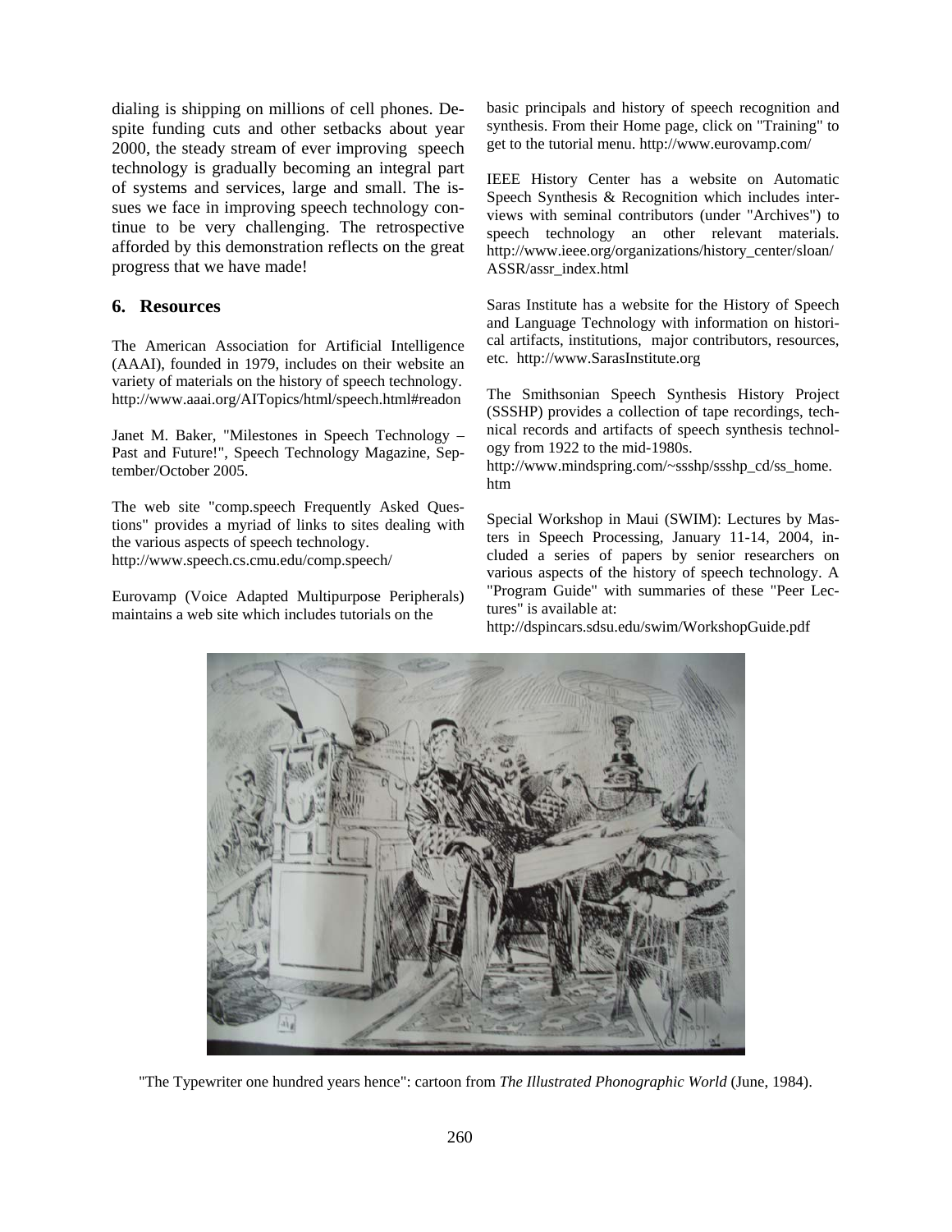dialing is shipping on millions of cell phones. Despite funding cuts and other setbacks about year 2000, the steady stream of ever improving speech technology is gradually becoming an integral part of systems and services, large and small. The issues we face in improving speech technology continue to be very challenging. The retrospective afforded by this demonstration reflects on the great progress that we have made!

## 6. Resources

The American Association for Artificial Intelligence (AAAI), founded in 1979, includes on their website an variety of materials on the history of speech technology. http://www.aaai.org/AITopics/html/speech.html#readon

Janet M. Baker, "Milestones in Speech Technology – Past and Future!", Speech Technology Magazine, September/October 2005.

The web site "comp.speech Frequently Asked Questions" provides a myriad of links to sites dealing with the various aspects of speech technology. http://www.speech.cs.cmu.edu/comp.speech/

Eurovamp (Voice Adapted Multipurpose Peripherals) maintains a web site which includes tutorials on the basic principals and history of speech recognition and synthesis. From their Home page, click on "Training" to get to the tutorial menu. http://www.eurovamp.com/

IEEE History Center has a website on Automatic Speech Synthesis & Recognition which includes interviews with seminal contributors (under "Archives") to speech technology an other relevant materials. http://www.ieee.org/organizations/history_center/sloan/ASSR/assr_index.html

Saras Institute has a website for the History of Speech and Language Technology with information on historical artifacts, institutions, major contributors, resources, etc. http://www.SarasInstitute.org

The Smithsonian Speech Synthesis History Project (SSSHP) provides a collection of tape recordings, technical records and artifacts of speech synthesis technology from 1922 to the mid-1980s. http://www.mindspring.com/~ssshp/ssshp_cd/ss_home.htm

Special Workshop in Maui (SWIM): Lectures by Masters in Speech Processing, January 11-14, 2004, included a series of papers by senior researchers on various aspects of the history of speech technology. A "Program Guide" with summaries of these "Peer Lectures" is available at: http://dspincars.sdsu.edu/swim/WorkshopGuide.pdf

"The Typewriter one hundred years hence": cartoon from *The Illustrated Phonographic World* (June, 1984).